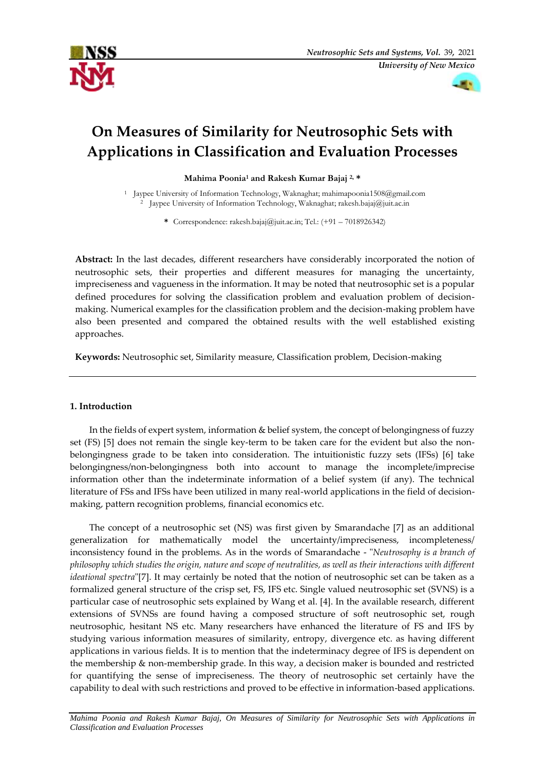# On Measures of Similarity for Neutrosophic Sets with Applications in Classification and Evaluation Processes

**Mahima Poonia[1] and Rakesh Kumar Bajaj [2,*]**

[1] Jaypee University of Information Technology, Waknaghat; mahimapoonia1508@gmail.com
[2] Jaypee University of Information Technology, Waknaghat; rakesh.bajaj@juit.ac.in

\* Correspondence: rakesh.bajaj@juit.ac.in; Tel.: (+91 – 7018926342)

**Abstract:** In the last decades, different researchers have considerably incorporated the notion of neutrosophic sets, their properties and different measures for managing the uncertainty, impreciseness and vagueness in the information. It may be noted that neutrosophic set is a popular defined procedures for solving the classification problem and evaluation problem of decision-making. Numerical examples for the classification problem and the decision-making problem have also been presented and compared the obtained results with the well established existing approaches.

**Keywords:** Neutrosophic set, Similarity measure, Classification problem, Decision-making

---

## 1. Introduction

In the fields of expert system, information & belief system, the concept of belongingness of fuzzy set (FS) [5] does not remain the single key-term to be taken care for the evident but also the non-belongingness grade to be taken into consideration. The intuitionistic fuzzy sets (IFSs) [6] take belongingness/non-belongingness both into account to manage the incomplete/imprecise information other than the indeterminate information of a belief system (if any). The technical literature of FSs and IFSs have been utilized in many real-world applications in the field of decision-making, pattern recognition problems, financial economics etc.

The concept of a neutrosophic set (NS) was first given by Smarandache [7] as an additional generalization for mathematically model the uncertainty/impreciseness, incompleteness/ inconsistency found in the problems. As in the words of Smarandache - "*Neutrosophy is a branch of philosophy which studies the origin, nature and scope of neutralities, as well as their interactions with different ideational spectra*"[7]. It may certainly be noted that the notion of neutrosophic set can be taken as a formalized general structure of the crisp set, FS, IFS etc. Single valued neutrosophic set (SVNS) is a particular case of neutrosophic sets explained by Wang et al. [4]. In the available research, different extensions of SVNSs are found having a composed structure of soft neutrosophic set, rough neutrosophic, hesitant NS etc. Many researchers have enhanced the literature of FS and IFS by studying various information measures of similarity, entropy, divergence etc. as having different applications in various fields. It is to mention that the indeterminacy degree of IFS is dependent on the membership & non-membership grade. In this way, a decision maker is bounded and restricted for quantifying the sense of impreciseness. The theory of neutrosophic set certainly have the capability to deal with such restrictions and proved to be effective in information-based applications.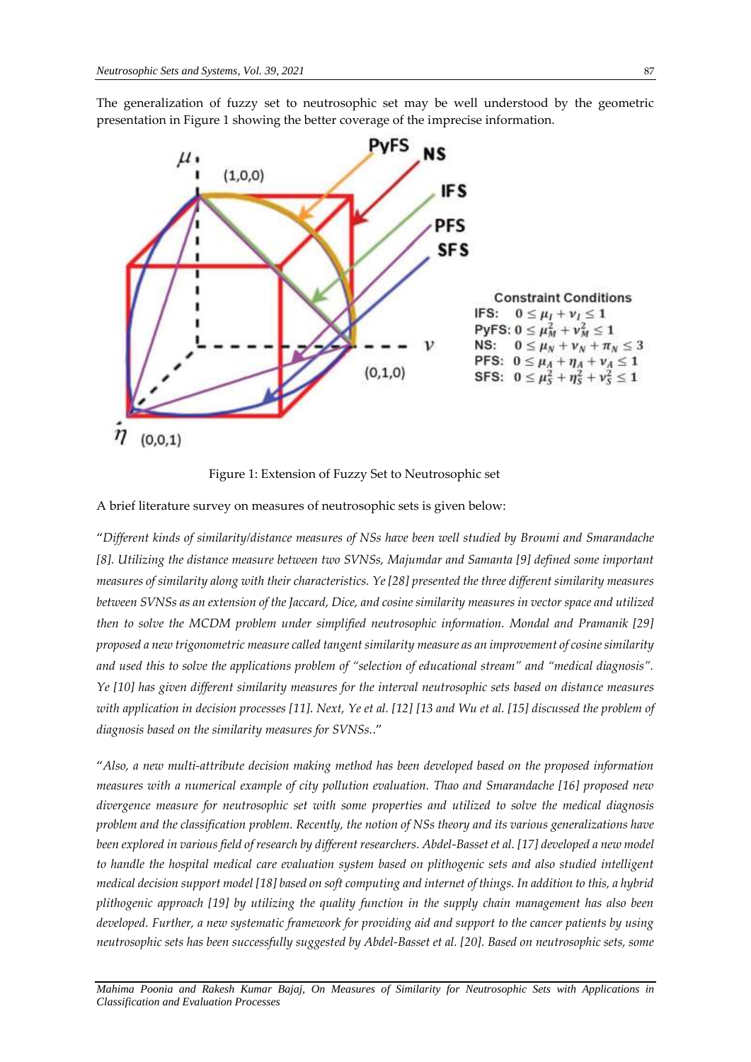The generalization of fuzzy set to neutrosophic set may be well understood by the geometric presentation in Figure 1 showing the better coverage of the imprecise information.

Constraint Conditions

IFS: $0 \leq \mu_I + \nu_I \leq 1$

PyFS: $0 \leq \mu_M^2 + \nu_M^2 \leq 1$

NS: $0 \leq \mu_N + \nu_N + \pi_N \leq 3$

PFS: $0 \leq \mu_A + \eta_A + \nu_A \leq 1$

SFS: $0 \leq \mu_S^2 + \eta_S^2 + \nu_S^2 \leq 1$

Figure 1: Extension of Fuzzy Set to Neutrosophic set

A brief literature survey on measures of neutrosophic sets is given below:

"*Different kinds of similarity/distance measures of NSs have been well studied by Broumi and Smarandache [8]. Utilizing the distance measure between two SVNSs, Majumdar and Samanta [9] defined some important measures of similarity along with their characteristics. Ye [28] presented the three different similarity measures between SVNSs as an extension of the Jaccard, Dice, and cosine similarity measures in vector space and utilized then to solve the MCDM problem under simplified neutrosophic information. Mondal and Pramanik [29] proposed a new trigonometric measure called tangent similarity measure as an improvement of cosine similarity and used this to solve the applications problem of "selection of educational stream" and "medical diagnosis". Ye [10] has given different similarity measures for the interval neutrosophic sets based on distance measures with application in decision processes [11]. Next, Ye et al. [12] [13 and Wu et al. [15] discussed the problem of diagnosis based on the similarity measures for SVNSs.*."

"*Also, a new multi-attribute decision making method has been developed based on the proposed information measures with a numerical example of city pollution evaluation. Thao and Smarandache [16] proposed new divergence measure for neutrosophic set with some properties and utilized to solve the medical diagnosis problem and the classification problem. Recently, the notion of NSs theory and its various generalizations have been explored in various field of research by different researchers. Abdel-Basset et al. [17] developed a new model to handle the hospital medical care evaluation system based on plithogenic sets and also studied intelligent medical decision support model [18] based on soft computing and internet of things. In addition to this, a hybrid plithogenic approach [19] by utilizing the quality function in the supply chain management has also been developed. Further, a new systematic framework for providing aid and support to the cancer patients by using neutrosophic sets has been successfully suggested by Abdel-Basset et al. [20]. Based on neutrosophic sets, some*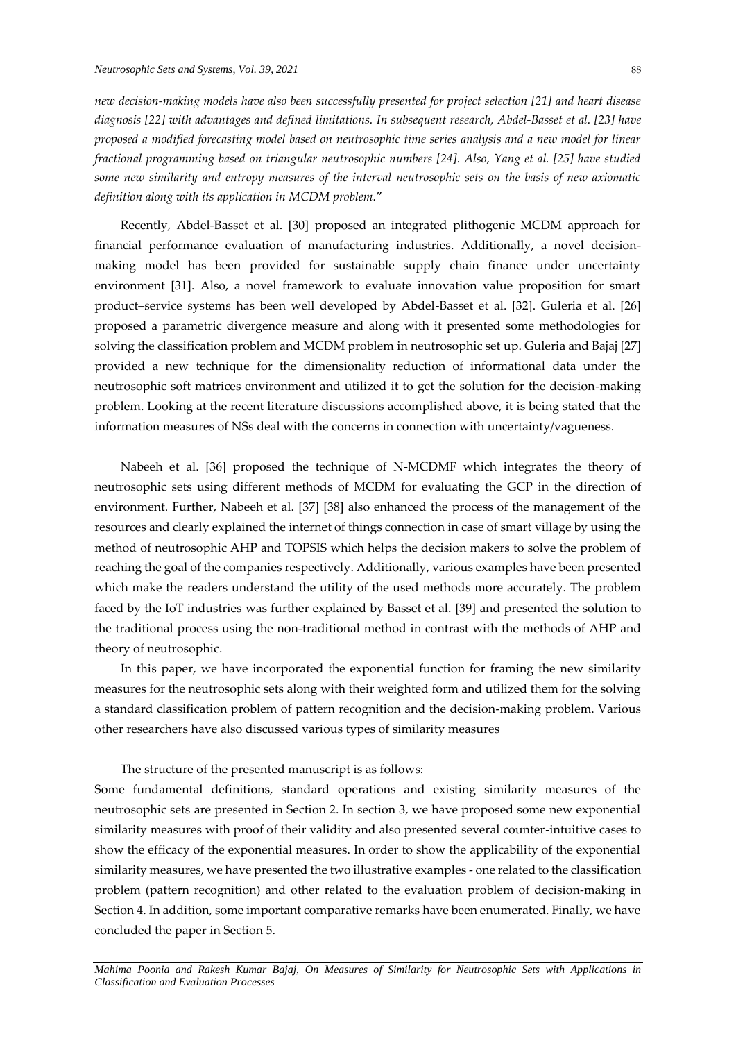*new decision-making models have also been successfully presented for project selection [21] and heart disease diagnosis [22] with advantages and defined limitations. In subsequent research, Abdel-Basset et al. [23] have proposed a modified forecasting model based on neutrosophic time series analysis and a new model for linear fractional programming based on triangular neutrosophic numbers [24]. Also, Yang et al. [25] have studied some new similarity and entropy measures of the interval neutrosophic sets on the basis of new axiomatic definition along with its application in MCDM problem.*"

Recently, Abdel-Basset et al. [30] proposed an integrated plithogenic MCDM approach for financial performance evaluation of manufacturing industries. Additionally, a novel decision-making model has been provided for sustainable supply chain finance under uncertainty environment [31]. Also, a novel framework to evaluate innovation value proposition for smart product–service systems has been well developed by Abdel-Basset et al. [32]. Guleria et al. [26] proposed a parametric divergence measure and along with it presented some methodologies for solving the classification problem and MCDM problem in neutrosophic set up. Guleria and Bajaj [27] provided a new technique for the dimensionality reduction of informational data under the neutrosophic soft matrices environment and utilized it to get the solution for the decision-making problem. Looking at the recent literature discussions accomplished above, it is being stated that the information measures of NSs deal with the concerns in connection with uncertainty/vagueness.

Nabeeh et al. [36] proposed the technique of N-MCDMF which integrates the theory of neutrosophic sets using different methods of MCDM for evaluating the GCP in the direction of environment. Further, Nabeeh et al. [37] [38] also enhanced the process of the management of the resources and clearly explained the internet of things connection in case of smart village by using the method of neutrosophic AHP and TOPSIS which helps the decision makers to solve the problem of reaching the goal of the companies respectively. Additionally, various examples have been presented which make the readers understand the utility of the used methods more accurately. The problem faced by the IoT industries was further explained by Basset et al. [39] and presented the solution to the traditional process using the non-traditional method in contrast with the methods of AHP and theory of neutrosophic.

In this paper, we have incorporated the exponential function for framing the new similarity measures for the neutrosophic sets along with their weighted form and utilized them for the solving a standard classification problem of pattern recognition and the decision-making problem. Various other researchers have also discussed various types of similarity measures

The structure of the presented manuscript is as follows:

Some fundamental definitions, standard operations and existing similarity measures of the neutrosophic sets are presented in Section 2. In section 3, we have proposed some new exponential similarity measures with proof of their validity and also presented several counter-intuitive cases to show the efficacy of the exponential measures. In order to show the applicability of the exponential similarity measures, we have presented the two illustrative examples - one related to the classification problem (pattern recognition) and other related to the evaluation problem of decision-making in Section 4. In addition, some important comparative remarks have been enumerated. Finally, we have concluded the paper in Section 5.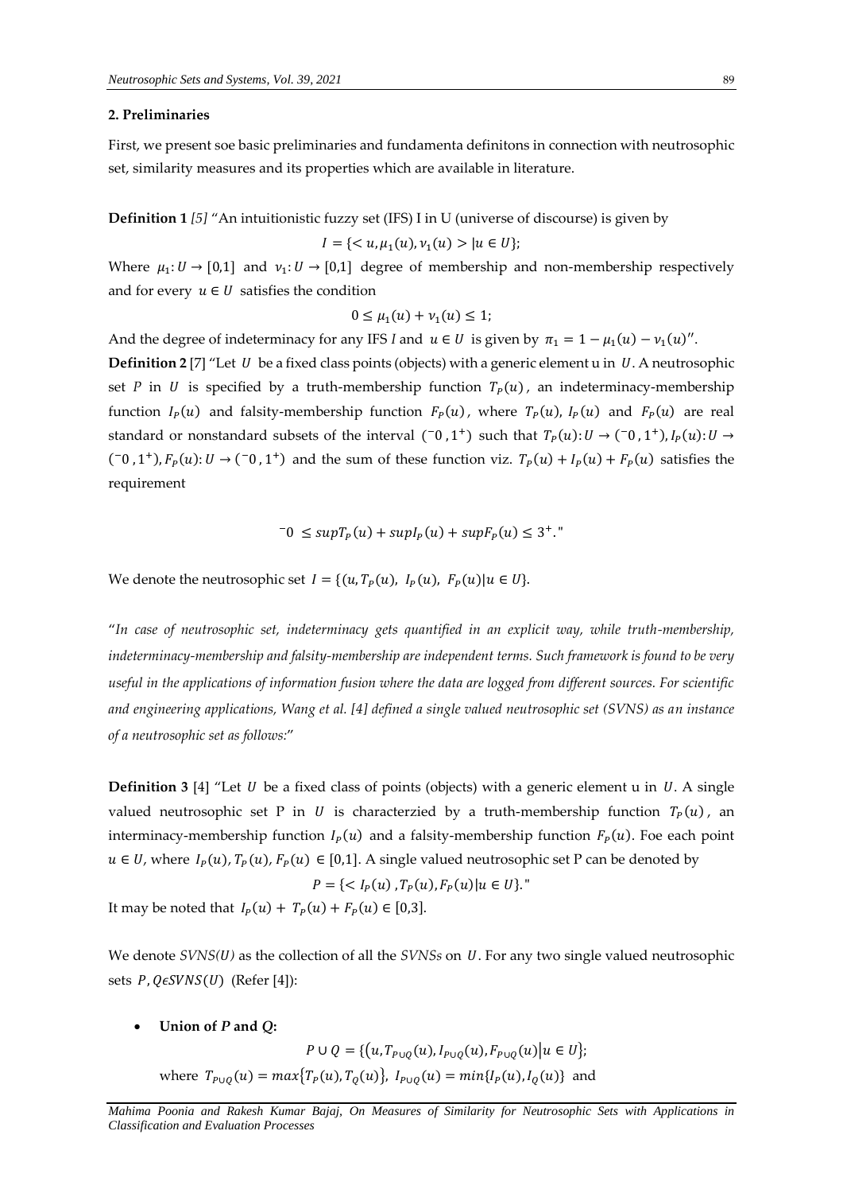**2. Preliminaries**

First, we present soe basic preliminaries and fundamenta definitons in connection with neutrosophic set, similarity measures and its properties which are available in literature.

**Definition 1** *[5]* "An intuitionistic fuzzy set (IFS) I in U (universe of discourse) is given by

$$I = \{< u, \mu_1(u), \nu_1(u) > | u \in U\};$$

Where $\mu_1 : U \to [0,1]$ and $\nu_1 : U \to [0,1]$ degree of membership and non-membership respectively and for every $u \in U$ satisfies the condition

$$0 \leq \mu_1(u) + \nu_1(u) \leq 1;$$

And the degree of indeterminacy for any IFS *I* and $u \in U$ is given by $\pi_1 = 1 - \mu_1(u) - \nu_1(u)$".

**Definition 2** [7] "Let $U$ be a fixed class points (objects) with a generic element u in $U$. A neutrosophic set $P$ in $U$ is specified by a truth-membership function $T_P(u)$, an indeterminacy-membership function $I_P(u)$ and falsity-membership function $F_P(u)$, where $T_P(u)$, $I_P(u)$ and $F_P(u)$ are real standard or nonstandard subsets of the interval $({}^{-}0, 1^{+})$ such that $T_P(u) : U \to ({}^{-}0, 1^{+}), I_P(u) : U \to ({}^{-}0, 1^{+}), F_P(u) : U \to ({}^{-}0, 1^{+})$ and the sum of these function viz. $T_P(u) + I_P(u) + F_P(u)$ satisfies the requirement

$${}^{-}0 \leq sup T_P(u) + sup I_P(u) + sup F_P(u) \leq 3^{+}."$$

We denote the neutrosophic set $I = \{(u, T_P(u), \ I_P(u), \ F_P(u) | u \in U\}$.

"*In case of neutrosophic set, indeterminacy gets quantified in an explicit way, while truth-membership, indeterminacy-membership and falsity-membership are independent terms. Such framework is found to be very useful in the applications of information fusion where the data are logged from different sources. For scientific and engineering applications, Wang et al. [4] defined a single valued neutrosophic set (SVNS) as an instance of a neutrosophic set as follows:*"

**Definition 3** [4] "Let $U$ be a fixed class of points (objects) with a generic element u in $U$. A single valued neutrosophic set P in $U$ is characterzied by a truth-membership function $T_P(u)$, an interminacy-membership function $I_P(u)$ and a falsity-membership function $F_P(u)$. Foe each point $u \in U$, where $I_P(u), T_P(u), F_P(u) \in [0,1]$. A single valued neutrosophic set P can be denoted by

$$P = \{< I_P(u), T_P(u), F_P(u) | u \in U\}."$$

It may be noted that $I_P(u) + T_P(u) + F_P(u) \in [0,3]$.

We denote *SVNS(U)* as the collection of all the *SVNSs* on $U$. For any two single valued neutrosophic sets $P, Q \epsilon SVNS(U)$ (Refer [4]):

- **Union of $P$ and $Q$:**

$$P \cup Q = \{(u, T_{P \cup Q}(u), I_{P \cup Q}(u), F_{P \cup Q}(u) | u \in U\};$$

where $T_{P \cup Q}(u) = max\{T_P(u), T_Q(u)\}$, $I_{P \cup Q}(u) = min\{I_P(u), I_Q(u)\}$ and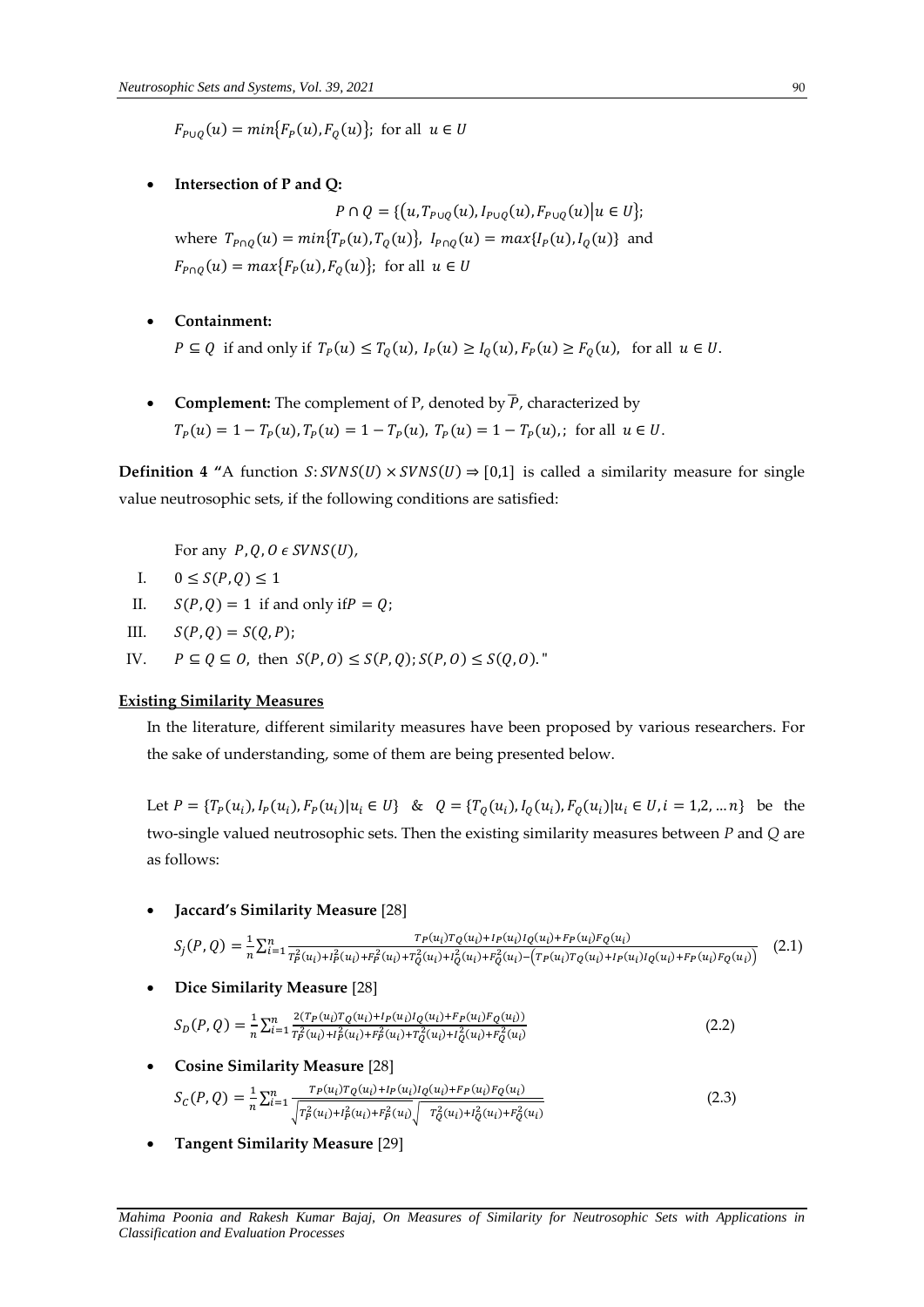$F_{P\cup Q}(u) = min\{F_P(u), F_Q(u)\}$; for all $u \in U$

- **Intersection of P and Q:**

$$P \cap Q = \{(u, T_{P\cup Q}(u), I_{P\cup Q}(u), F_{P\cup Q}(u) | u \in U\};$$

where $T_{P\cap Q}(u) = min\{T_P(u), T_Q(u)\}$, $I_{P\cap Q}(u) = max\{I_P(u), I_Q(u)\}$ and $F_{P\cap Q}(u) = max\{F_P(u), F_Q(u)\}$; for all $u \in U$

- **Containment:**

$P \subseteq Q$ if and only if $T_P(u) \leq T_Q(u)$, $I_P(u) \geq I_Q(u)$, $F_P(u) \geq F_Q(u)$, for all $u \in U$.

- **Complement:** The complement of P, denoted by $\overline{P}$, characterized by

$T_P(u) = 1 - T_P(u), T_P(u) = 1 - T_P(u), T_P(u) = 1 - T_P(u),$; for all $u \in U$.

**Definition 4** "A function $S: SVNS(U) \times SVNS(U) \Rightarrow [0,1]$ is called a similarity measure for single value neutrosophic sets, if the following conditions are satisfied:

For any $P, Q, O \in SVNS(U)$,

I. $0 \leq S(P, Q) \leq 1$

II. $S(P, Q) = 1$ if and only if $P = Q$;

III. $S(P, Q) = S(Q, P)$;

IV. $P \subseteq Q \subseteq O$, then $S(P, O) \leq S(P, Q); S(P, O) \leq S(Q, O)$."

**Existing Similarity Measures**

In the literature, different similarity measures have been proposed by various researchers. For the sake of understanding, some of them are being presented below.

Let $P = \{T_P(u_i), I_P(u_i), F_P(u_i) | u_i \in U\}$ & $Q = \{T_Q(u_i), I_Q(u_i), F_Q(u_i) | u_i \in U, i = 1,2, \dots n\}$ be the two-single valued neutrosophic sets. Then the existing similarity measures between $P$ and $Q$ are as follows:

- **Jaccard's Similarity Measure** [28]

$$S_J(P, Q) = \frac{1}{n}\sum_{i=1}^{n} \frac{T_P(u_i)T_Q(u_i) + I_P(u_i)I_Q(u_i) + F_P(u_i)F_Q(u_i)}{T_P^2(u_i) + I_P^2(u_i) + F_P^2(u_i) + T_Q^2(u_i) + I_Q^2(u_i) + F_Q^2(u_i) - \left(T_P(u_i)T_Q(u_i) + I_P(u_i)I_Q(u_i) + F_P(u_i)F_Q(u_i)\right)} \quad (2.1)$$

- **Dice Similarity Measure** [28]

$$S_D(P, Q) = \frac{1}{n}\sum_{i=1}^{n} \frac{2(T_P(u_i)T_Q(u_i) + I_P(u_i)I_Q(u_i) + F_P(u_i)F_Q(u_i))}{T_P^2(u_i) + I_P^2(u_i) + F_P^2(u_i) + T_Q^2(u_i) + I_Q^2(u_i) + F_Q^2(u_i)} \quad (2.2)$$

- **Cosine Similarity Measure** [28]

$$S_C(P, Q) = \frac{1}{n}\sum_{i=1}^{n} \frac{T_P(u_i)T_Q(u_i) + I_P(u_i)I_Q(u_i) + F_P(u_i)F_Q(u_i)}{\sqrt{T_P^2(u_i) + I_P^2(u_i) + F_P^2(u_i)}\sqrt{T_Q^2(u_i) + I_Q^2(u_i) + F_Q^2(u_i)}} \quad (2.3)$$

- **Tangent Similarity Measure** [29]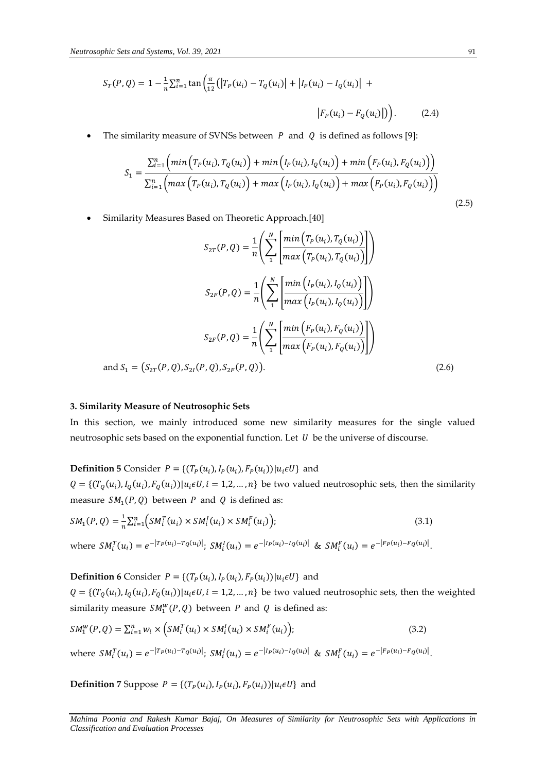$$S_T(P,Q) = 1 - \frac{1}{n}\sum_{i=1}^{n} \tan\left(\frac{\pi}{12}\left(\left|T_P(u_i) - T_Q(u_i)\right| + \left|I_P(u_i) - I_Q(u_i)\right| + \left|F_P(u_i) - F_Q(u_i)\right|\right)\right). \quad (2.4)$$

- The similarity measure of SVNSs between $P$ and $Q$ is defined as follows [9]:

$$S_1 = \frac{\sum_{i=1}^{n}\left(\min\left(T_P(u_i), T_Q(u_i)\right) + \min\left(I_P(u_i), I_Q(u_i)\right) + \min\left(F_P(u_i), F_Q(u_i)\right)\right)}{\sum_{i=1}^{n}\left(\max\left(T_P(u_i), T_Q(u_i)\right) + \max\left(I_P(u_i), I_Q(u_i)\right) + \max\left(F_P(u_i), F_Q(u_i)\right)\right)} \quad (2.5)$$

- Similarity Measures Based on Theoretic Approach.[40]

$$S_{2T}(P,Q) = \frac{1}{n}\left(\sum_{1}^{N}\left[\frac{\min\left(T_P(u_i), T_Q(u_i)\right)}{\max\left(T_P(u_i), T_Q(u_i)\right)}\right]\right)$$

$$S_{2F}(P,Q) = \frac{1}{n}\left(\sum_{1}^{N}\left[\frac{\min\left(I_P(u_i), I_Q(u_i)\right)}{\max\left(I_P(u_i), I_Q(u_i)\right)}\right]\right)$$

$$S_{2F}(P,Q) = \frac{1}{n}\left(\sum_{1}^{N}\left[\frac{\min\left(F_P(u_i), F_Q(u_i)\right)}{\max\left(F_P(u_i), F_Q(u_i)\right)}\right]\right)$$

and $S_1 = \left(S_{2T}(P,Q), S_{2I}(P,Q), S_{2F}(P,Q)\right)$. (2.6)

### 3. Similarity Measure of Neutrosophic Sets

In this section, we mainly introduced some new similarity measures for the single valued neutrosophic sets based on the exponential function. Let $U$ be the universe of discourse.

**Definition 5** Consider $P = \{(T_P(u_i), I_P(u_i), F_P(u_i)) | u_i \epsilon U\}$ and $Q = \{(T_Q(u_i), I_Q(u_i), F_Q(u_i)) | u_i \epsilon U, i = 1,2, \ldots, n\}$ be two valued neutrosophic sets, then the similarity measure $SM_1(P,Q)$ between $P$ and $Q$ is defined as:

$$SM_1(P,Q) = \frac{1}{n}\sum_{i=1}^{n}\left(SM_i^T(u_i) \times SM_i^I(u_i) \times SM_i^F(u_i)\right); \quad (3.1)$$

where $SM_i^T(u_i) = e^{-|T_P(u_i) - T_Q(u_i)|}$; $SM_i^I(u_i) = e^{-|I_P(u_i) - I_Q(u_i)|}$ & $SM_i^F(u_i) = e^{-|F_P(u_i) - F_Q(u_i)|}$.

**Definition 6** Consider $P = \{(T_P(u_i), I_P(u_i), F_P(u_i)) | u_i \epsilon U\}$ and $Q = \{(T_Q(u_i), I_Q(u_i), F_Q(u_i)) | u_i \epsilon U, i = 1,2, \ldots, n\}$ be two valued neutrosophic sets, then the weighted similarity measure $SM_1^w(P,Q)$ between $P$ and $Q$ is defined as:

$$SM_1^w(P,Q) = \sum_{i=1}^{n} w_i \times \left(SM_i^T(u_i) \times SM_i^I(u_i) \times SM_i^F(u_i)\right); \quad (3.2)$$

where $SM_i^T(u_i) = e^{-|T_P(u_i) - T_Q(u_i)|}$; $SM_i^I(u_i) = e^{-|I_P(u_i) - I_Q(u_i)|}$ & $SM_i^F(u_i) = e^{-|F_P(u_i) - F_Q(u_i)|}$.

**Definition 7** Suppose $P = \{(T_P(u_i), I_P(u_i), F_P(u_i)) | u_i \epsilon U\}$ and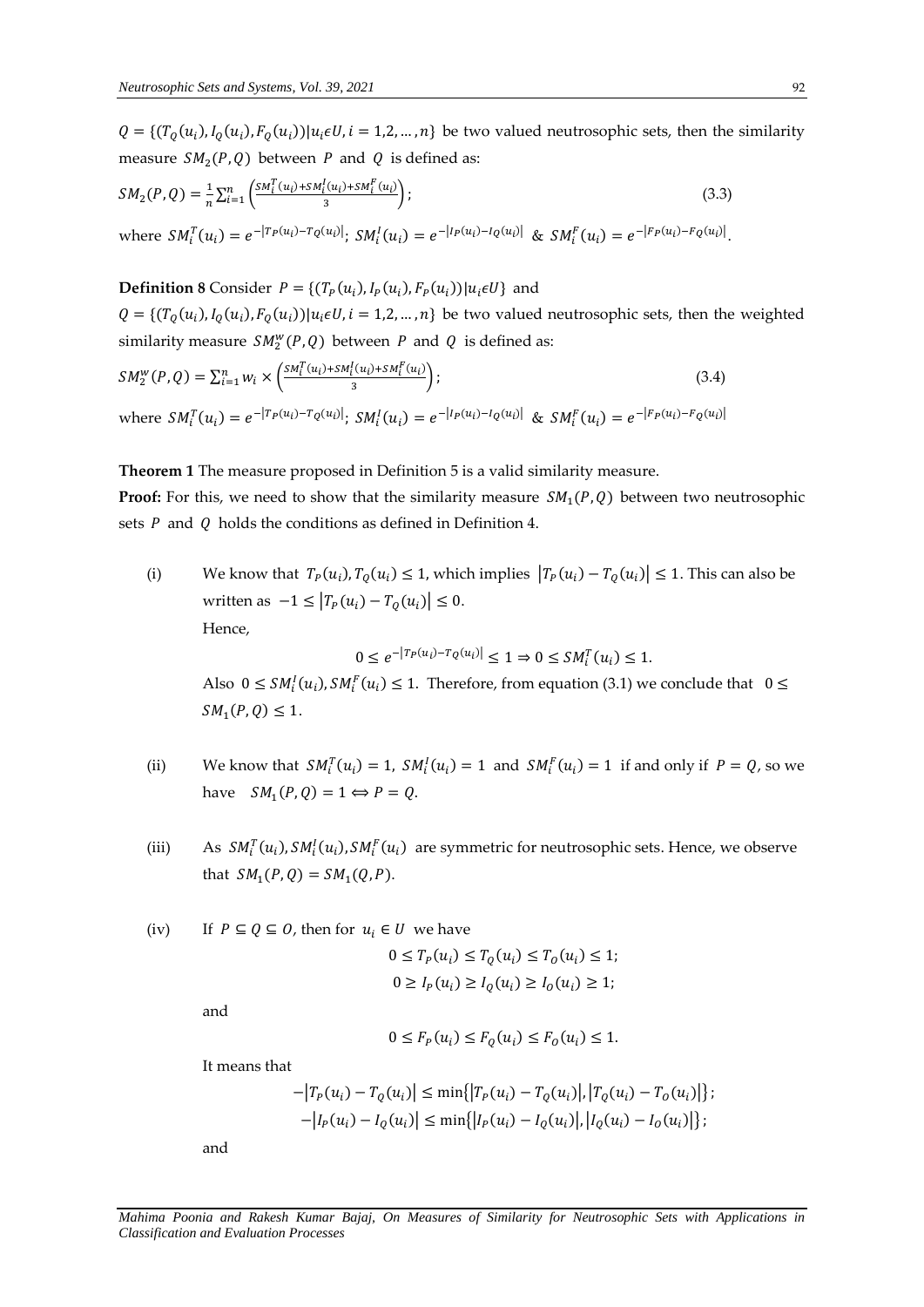$Q = \{(T_Q(u_i), I_Q(u_i), F_Q(u_i)) | u_i \epsilon U, i = 1,2, \dots, n\}$ be two valued neutrosophic sets, then the similarity measure $SM_2(P,Q)$ between $P$ and $Q$ is defined as:

$$SM_2(P,Q) = \frac{1}{n}\sum_{i=1}^{n}\left(\frac{SM_i^T(u_i)+SM_i^I(u_i)+SM_i^F(u_i)}{3}\right); \tag{3.3}$$

where $SM_i^T(u_i) = e^{-|T_P(u_i)-T_Q(u_i)|}$; $SM_i^I(u_i) = e^{-|I_P(u_i)-I_Q(u_i)|}$ & $SM_i^F(u_i) = e^{-|F_P(u_i)-F_Q(u_i)|}$.

**Definition 8** Consider $P = \{(T_P(u_i), I_P(u_i), F_P(u_i)) | u_i \epsilon U\}$ and $Q = \{(T_Q(u_i), I_Q(u_i), F_Q(u_i)) | u_i \epsilon U, i = 1,2, \dots, n\}$ be two valued neutrosophic sets, then the weighted similarity measure $SM_2^w(P,Q)$ between $P$ and $Q$ is defined as:

$$SM_2^w(P,Q) = \sum_{i=1}^{n} w_i \times \left(\frac{SM_i^T(u_i)+SM_i^I(u_i)+SM_i^F(u_i)}{3}\right); \tag{3.4}$$

where $SM_i^T(u_i) = e^{-|T_P(u_i)-T_Q(u_i)|}$; $SM_i^I(u_i) = e^{-|I_P(u_i)-I_Q(u_i)|}$ & $SM_i^F(u_i) = e^{-|F_P(u_i)-F_Q(u_i)|}$

**Theorem 1** The measure proposed in Definition 5 is a valid similarity measure.

**Proof:** For this, we need to show that the similarity measure $SM_1(P,Q)$ between two neutrosophic sets $P$ and $Q$ holds the conditions as defined in Definition 4.

(i) We know that $T_P(u_i), T_Q(u_i) \leq 1$, which implies $|T_P(u_i) - T_Q(u_i)| \leq 1$. This can also be written as $-1 \leq |T_P(u_i) - T_Q(u_i)| \leq 0$.
Hence,

$$0 \leq e^{-|T_P(u_i)-T_Q(u_i)|} \leq 1 \Rightarrow 0 \leq SM_i^T(u_i) \leq 1.$$

Also $0 \leq SM_i^I(u_i), SM_i^F(u_i) \leq 1$. Therefore, from equation (3.1) we conclude that $0 \leq SM_1(P,Q) \leq 1$.

(ii) We know that $SM_i^T(u_i) = 1$, $SM_i^I(u_i) = 1$ and $SM_i^F(u_i) = 1$ if and only if $P = Q$, so we have $SM_1(P,Q) = 1 \Leftrightarrow P = Q$.

(iii) As $SM_i^T(u_i), SM_i^I(u_i), SM_i^F(u_i)$ are symmetric for neutrosophic sets. Hence, we observe that $SM_1(P,Q) = SM_1(Q,P)$.

(iv) If $P \subseteq Q \subseteq O$, then for $u_i \in U$ we have

$$0 \leq T_P(u_i) \leq T_Q(u_i) \leq T_O(u_i) \leq 1;$$
$$0 \geq I_P(u_i) \geq I_Q(u_i) \geq I_O(u_i) \geq 1;$$

and

$$0 \leq F_P(u_i) \leq F_Q(u_i) \leq F_O(u_i) \leq 1.$$

It means that

$$-|T_P(u_i) - T_Q(u_i)| \leq \min\{|T_P(u_i) - T_Q(u_i)|, |T_Q(u_i) - T_O(u_i)|\};$$
$$-|I_P(u_i) - I_Q(u_i)| \leq \min\{|I_P(u_i) - I_Q(u_i)|, |I_Q(u_i) - I_O(u_i)|\};$$

and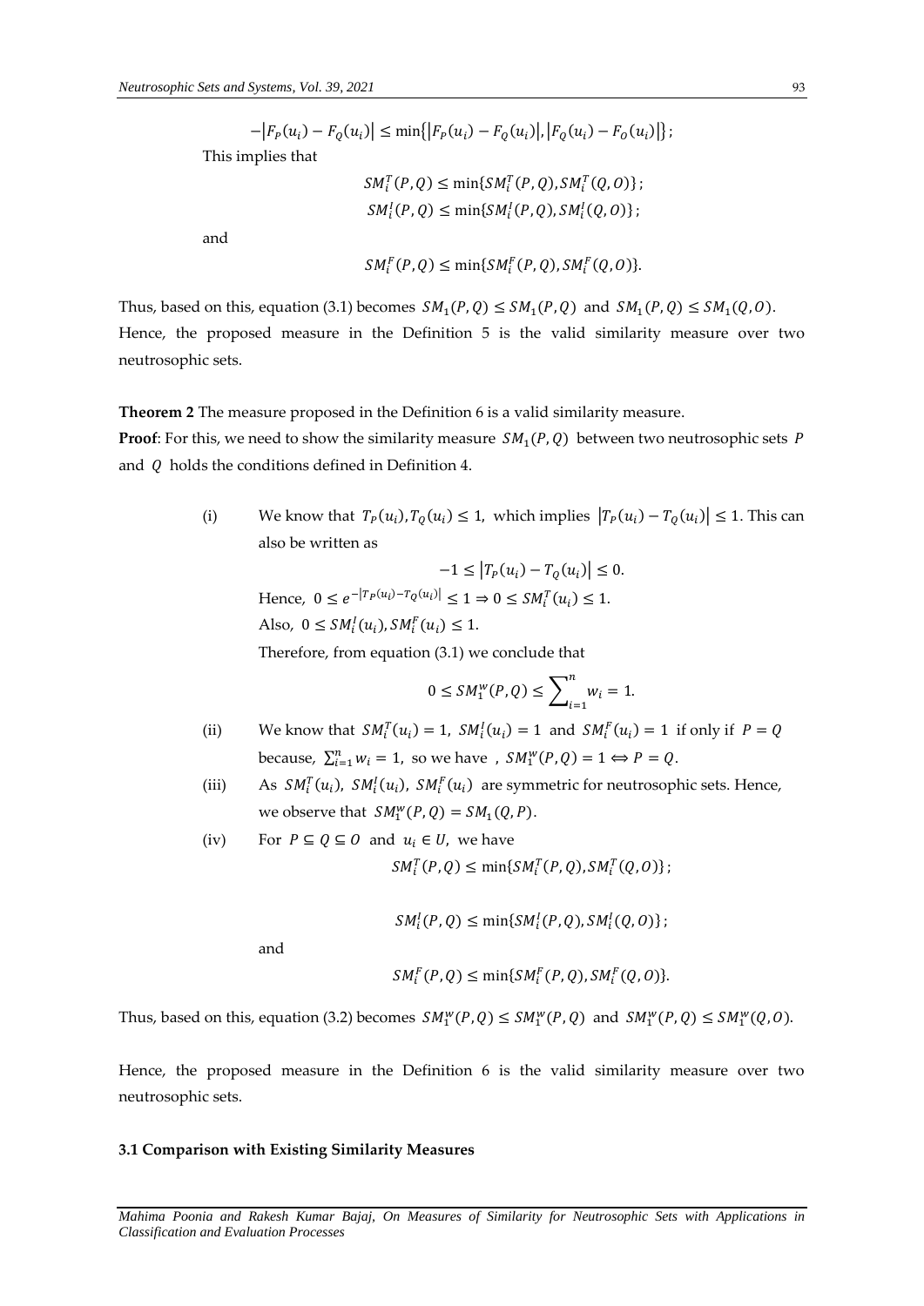$$-\left|F_P(u_i) - F_Q(u_i)\right| \leq \min\{\left|F_P(u_i) - F_Q(u_i)\right|, \left|F_Q(u_i) - F_O(u_i)\right|\};$$

This implies that

$$SM_i^T(P, Q) \leq \min\{SM_i^T(P, Q), SM_i^T(Q, O)\};$$

$$SM_i^I(P, Q) \leq \min\{SM_i^I(P, Q), SM_i^I(Q, O)\};$$

and

$$SM_i^F(P, Q) \leq \min\{SM_i^F(P, Q), SM_i^F(Q, O)\}.$$

Thus, based on this, equation (3.1) becomes $SM_1(P, Q) \leq SM_1(P, Q)$ and $SM_1(P, Q) \leq SM_1(Q, O)$. Hence, the proposed measure in the Definition 5 is the valid similarity measure over two neutrosophic sets.

**Theorem 2** The measure proposed in the Definition 6 is a valid similarity measure.

**Proof**: For this, we need to show the similarity measure $SM_1(P, Q)$ between two neutrosophic sets $P$ and $Q$ holds the conditions defined in Definition 4.

(i) We know that $T_P(u_i), T_Q(u_i) \leq 1$, which implies $\left|T_P(u_i) - T_Q(u_i)\right| \leq 1$. This can also be written as

$$-1 \leq \left|T_P(u_i) - T_Q(u_i)\right| \leq 0.$$

Hence, $0 \leq e^{-\left|T_P(u_i) - T_Q(u_i)\right|} \leq 1 \Rightarrow 0 \leq SM_i^T(u_i) \leq 1$.

Also, $0 \leq SM_i^I(u_i), SM_i^F(u_i) \leq 1$.

Therefore, from equation (3.1) we conclude that

$$0 \leq SM_1^w(P, Q) \leq \sum_{i=1}^{n} w_i = 1.$$

(ii) We know that $SM_i^T(u_i) = 1$, $SM_i^I(u_i) = 1$ and $SM_i^F(u_i) = 1$ if only if $P = Q$ because, $\sum_{i=1}^{n} w_i = 1$, so we have , $SM_1^w(P, Q) = 1 \Leftrightarrow P = Q$.

(iii) As $SM_i^T(u_i)$, $SM_i^I(u_i)$, $SM_i^F(u_i)$ are symmetric for neutrosophic sets. Hence, we observe that $SM_1^w(P, Q) = SM_1(Q, P)$.

(iv) For $P \subseteq Q \subseteq O$ and $u_i \in U$, we have

$$SM_i^T(P, Q) \leq \min\{SM_i^T(P, Q), SM_i^T(Q, O)\};$$

$$SM_i^I(P, Q) \leq \min\{SM_i^I(P, Q), SM_i^I(Q, O)\};$$

and

$$SM_i^F(P, Q) \leq \min\{SM_i^F(P, Q), SM_i^F(Q, O)\}.$$

Thus, based on this, equation (3.2) becomes $SM_1^w(P, Q) \leq SM_1^w(P, Q)$ and $SM_1^w(P, Q) \leq SM_1^w(Q, O)$.

Hence, the proposed measure in the Definition 6 is the valid similarity measure over two neutrosophic sets.

### 3.1 Comparison with Existing Similarity Measures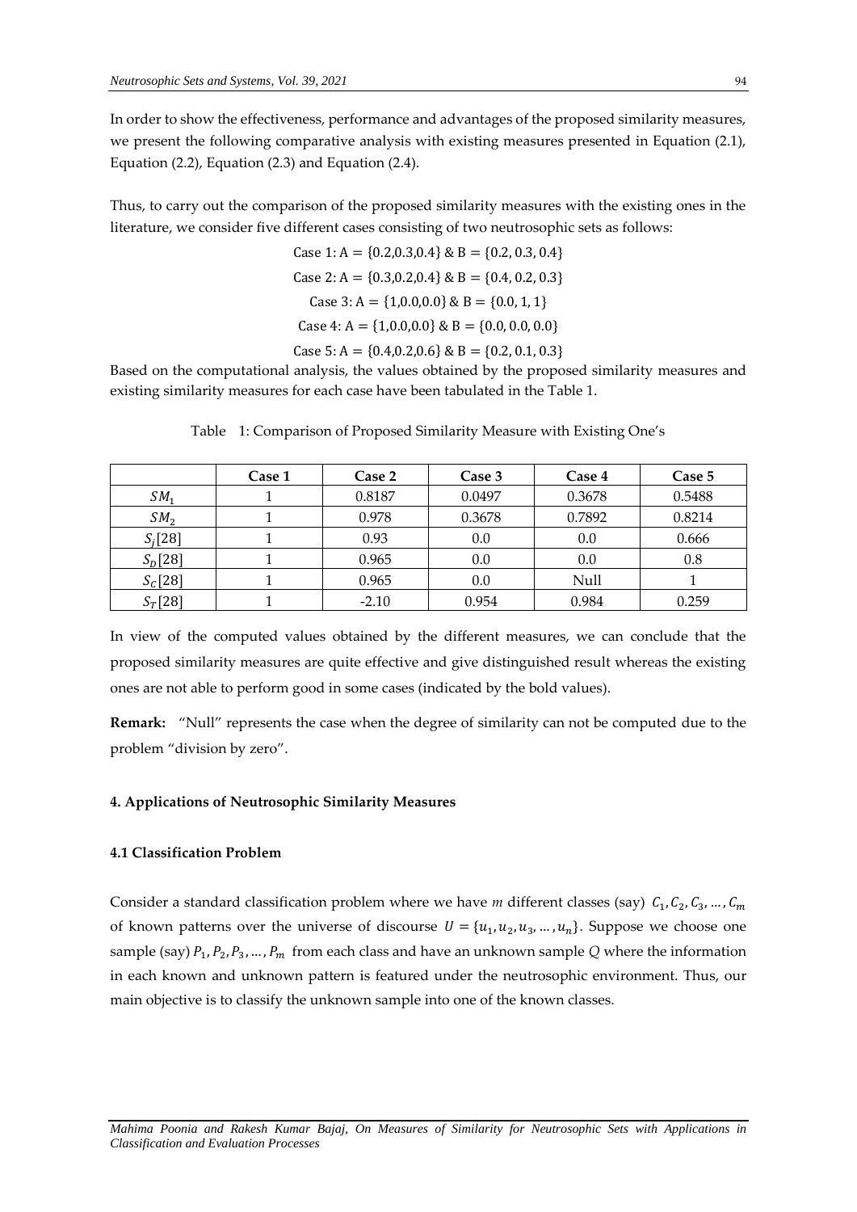In order to show the effectiveness, performance and advantages of the proposed similarity measures, we present the following comparative analysis with existing measures presented in Equation (2.1), Equation (2.2), Equation (2.3) and Equation (2.4).

Thus, to carry out the comparison of the proposed similarity measures with the existing ones in the literature, we consider five different cases consisting of two neutrosophic sets as follows:

$$\text{Case 1: A} = \{0.2, 0.3, 0.4\} \ \& \ \text{B} = \{0.2, 0.3, 0.4\}$$

$$\text{Case 2: A} = \{0.3, 0.2, 0.4\} \ \& \ \text{B} = \{0.4, 0.2, 0.3\}$$

$$\text{Case 3: A} = \{1, 0.0, 0.0\} \ \& \ \text{B} = \{0.0, 1, 1\}$$

$$\text{Case 4: A} = \{1, 0.0, 0.0\} \ \& \ \text{B} = \{0.0, 0.0, 0.0\}$$

$$\text{Case 5: A} = \{0.4, 0.2, 0.6\} \ \& \ \text{B} = \{0.2, 0.1, 0.3\}$$

Based on the computational analysis, the values obtained by the proposed similarity measures and existing similarity measures for each case have been tabulated in the Table 1.

Table 1: Comparison of Proposed Similarity Measure with Existing One's

| | Case 1 | Case 2 | Case 3 | Case 4 | Case 5 |
|---|---|---|---|---|---|
| $SM_1$ | 1 | 0.8187 | 0.0497 | 0.3678 | 0.5488 |
| $SM_2$ | 1 | 0.978 | 0.3678 | 0.7892 | 0.8214 |
| $S_j$[28] | 1 | 0.93 | 0.0 | 0.0 | 0.666 |
| $S_D$[28] | 1 | 0.965 | 0.0 | 0.0 | 0.8 |
| $S_C$[28] | 1 | 0.965 | 0.0 | Null | 1 |
| $S_T$[28] | 1 | -2.10 | 0.954 | 0.984 | 0.259 |

In view of the computed values obtained by the different measures, we can conclude that the proposed similarity measures are quite effective and give distinguished result whereas the existing ones are not able to perform good in some cases (indicated by the bold values).

**Remark:** "Null" represents the case when the degree of similarity can not be computed due to the problem "division by zero".

## 4. Applications of Neutrosophic Similarity Measures

### 4.1 Classification Problem

Consider a standard classification problem where we have *m* different classes (say) $C_1, C_2, C_3, \dots, C_m$ of known patterns over the universe of discourse $U = \{u_1, u_2, u_3, \dots, u_n\}$. Suppose we choose one sample (say) $P_1, P_2, P_3, \dots, P_m$ from each class and have an unknown sample $Q$ where the information in each known and unknown pattern is featured under the neutrosophic environment. Thus, our main objective is to classify the unknown sample into one of the known classes.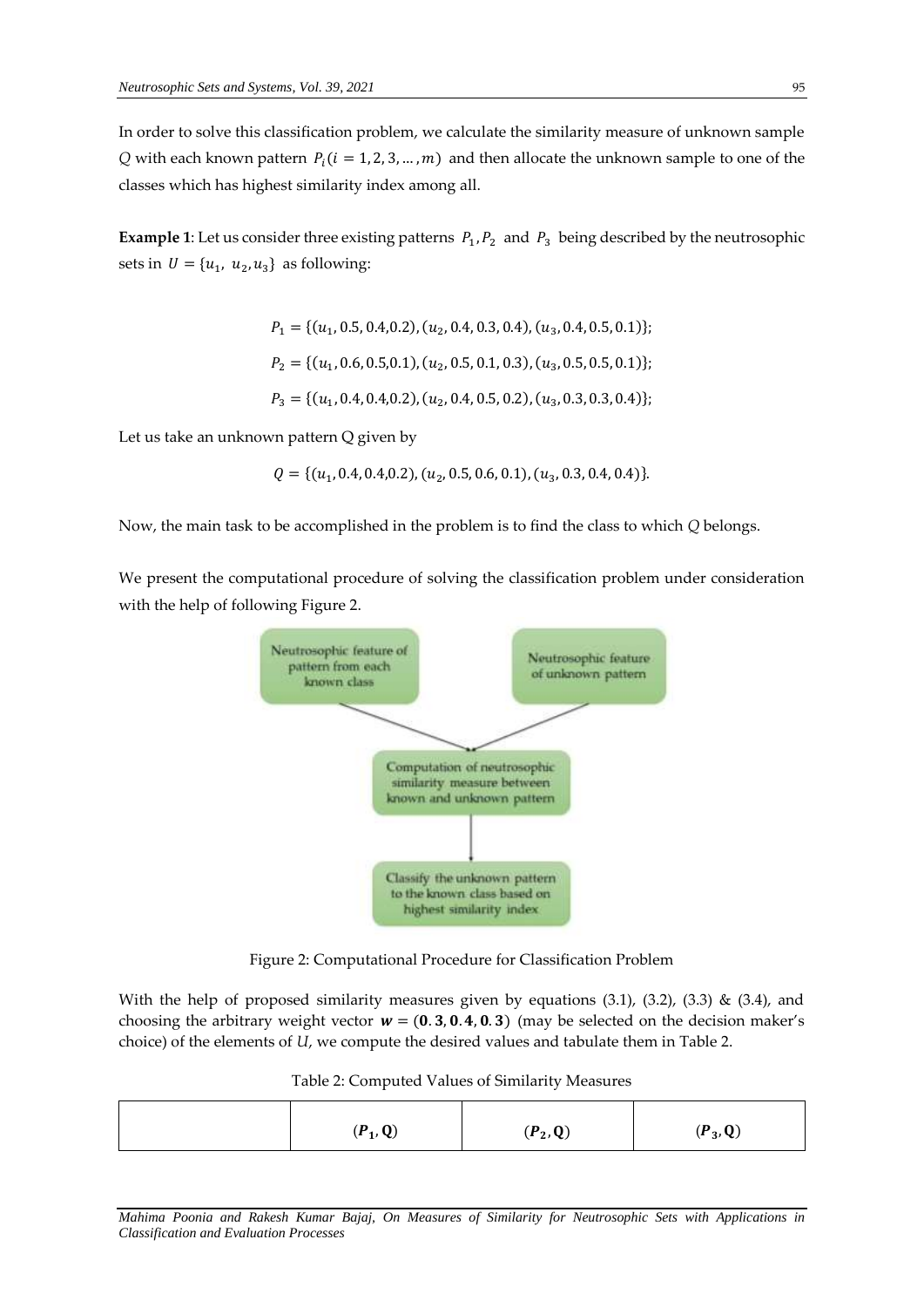In order to solve this classification problem, we calculate the similarity measure of unknown sample $Q$ with each known pattern $P_i (i = 1, 2, 3, \ldots, m)$ and then allocate the unknown sample to one of the classes which has highest similarity index among all.

**Example 1**: Let us consider three existing patterns $P_1, P_2$ and $P_3$ being described by the neutrosophic sets in $U = \{u_1, u_2, u_3\}$ as following:

$$P_1 = \{(u_1, 0.5, 0.4, 0.2), (u_2, 0.4, 0.3, 0.4), (u_3, 0.4, 0.5, 0.1)\};$$

$$P_2 = \{(u_1, 0.6, 0.5, 0.1), (u_2, 0.5, 0.1, 0.3), (u_3, 0.5, 0.5, 0.1)\};$$

$$P_3 = \{(u_1, 0.4, 0.4, 0.2), (u_2, 0.4, 0.5, 0.2), (u_3, 0.3, 0.3, 0.4)\};$$

Let us take an unknown pattern Q given by

$$Q = \{(u_1, 0.4, 0.4, 0.2), (u_2, 0.5, 0.6, 0.1), (u_3, 0.3, 0.4, 0.4)\}.$$

Now, the main task to be accomplished in the problem is to find the class to which $Q$ belongs.

We present the computational procedure of solving the classification problem under consideration with the help of following Figure 2.

Neutrosophic feature of pattern from each known class → Neutrosophic feature of unknown pattern → Computation of neutrosophic similarity measure between known and unknown pattern → Classify the unknown pattern to the known class based on highest similarity index

Figure 2: Computational Procedure for Classification Problem

With the help of proposed similarity measures given by equations (3.1), (3.2), (3.3) & (3.4), and choosing the arbitrary weight vector $\boldsymbol{w} = (\mathbf{0.3}, \mathbf{0.4}, \mathbf{0.3})$ (may be selected on the decision maker's choice) of the elements of $U$, we compute the desired values and tabulate them in Table 2.

Table 2: Computed Values of Similarity Measures

| | $(P_1, Q)$ | $(P_2, Q)$ | $(P_3, Q)$ |
|---|---|---|---|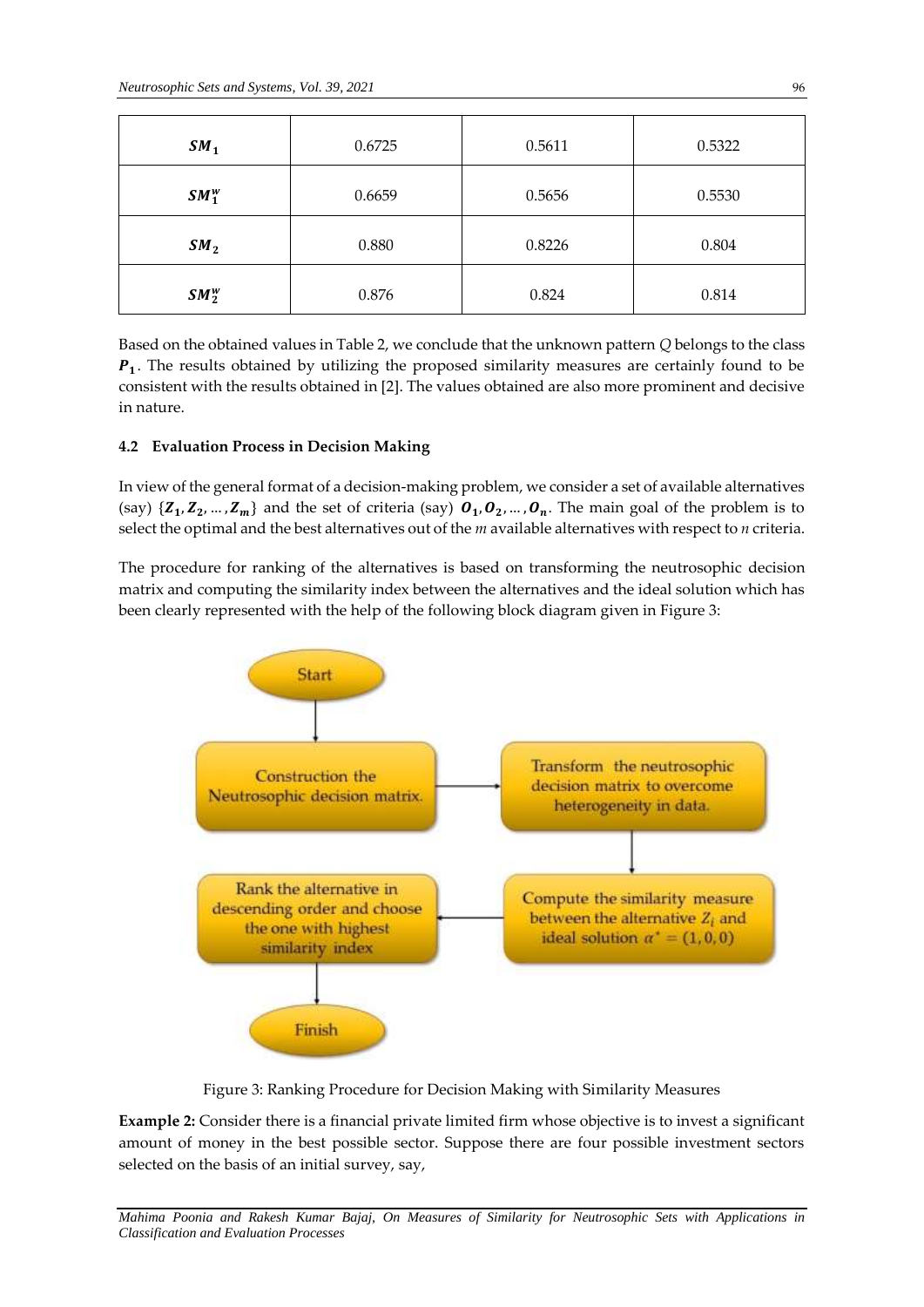| $SM_1$ | 0.6725 | 0.5611 | 0.5322 |
|---|---|---|---|
| $SM_1^w$ | 0.6659 | 0.5656 | 0.5530 |
| $SM_2$ | 0.880 | 0.8226 | 0.804 |
| $SM_2^w$ | 0.876 | 0.824 | 0.814 |

Based on the obtained values in Table 2, we conclude that the unknown pattern $Q$ belongs to the class $\boldsymbol{P_1}$. The results obtained by utilizing the proposed similarity measures are certainly found to be consistent with the results obtained in [2]. The values obtained are also more prominent and decisive in nature.

### 4.2 Evaluation Process in Decision Making

In view of the general format of a decision-making problem, we consider a set of available alternatives (say) $\{\boldsymbol{Z_1}, \boldsymbol{Z_2}, \ldots, \boldsymbol{Z_m}\}$ and the set of criteria (say) $\boldsymbol{O_1}, \boldsymbol{O_2}, \ldots, \boldsymbol{O_n}$. The main goal of the problem is to select the optimal and the best alternatives out of the $m$ available alternatives with respect to $n$ criteria.

The procedure for ranking of the alternatives is based on transforming the neutrosophic decision matrix and computing the similarity index between the alternatives and the ideal solution which has been clearly represented with the help of the following block diagram given in Figure 3:

Start → Construction the Neutrosophic decision matrix. → Transform the neutrosophic decision matrix to overcome heterogeneity in data. → Compute the similarity measure between the alternative $Z_i$ and ideal solution $\alpha^* = (1, 0, 0)$ → Rank the alternative in descending order and choose the one with highest similarity index → Finish

Figure 3: Ranking Procedure for Decision Making with Similarity Measures

**Example 2:** Consider there is a financial private limited firm whose objective is to invest a significant amount of money in the best possible sector. Suppose there are four possible investment sectors selected on the basis of an initial survey, say,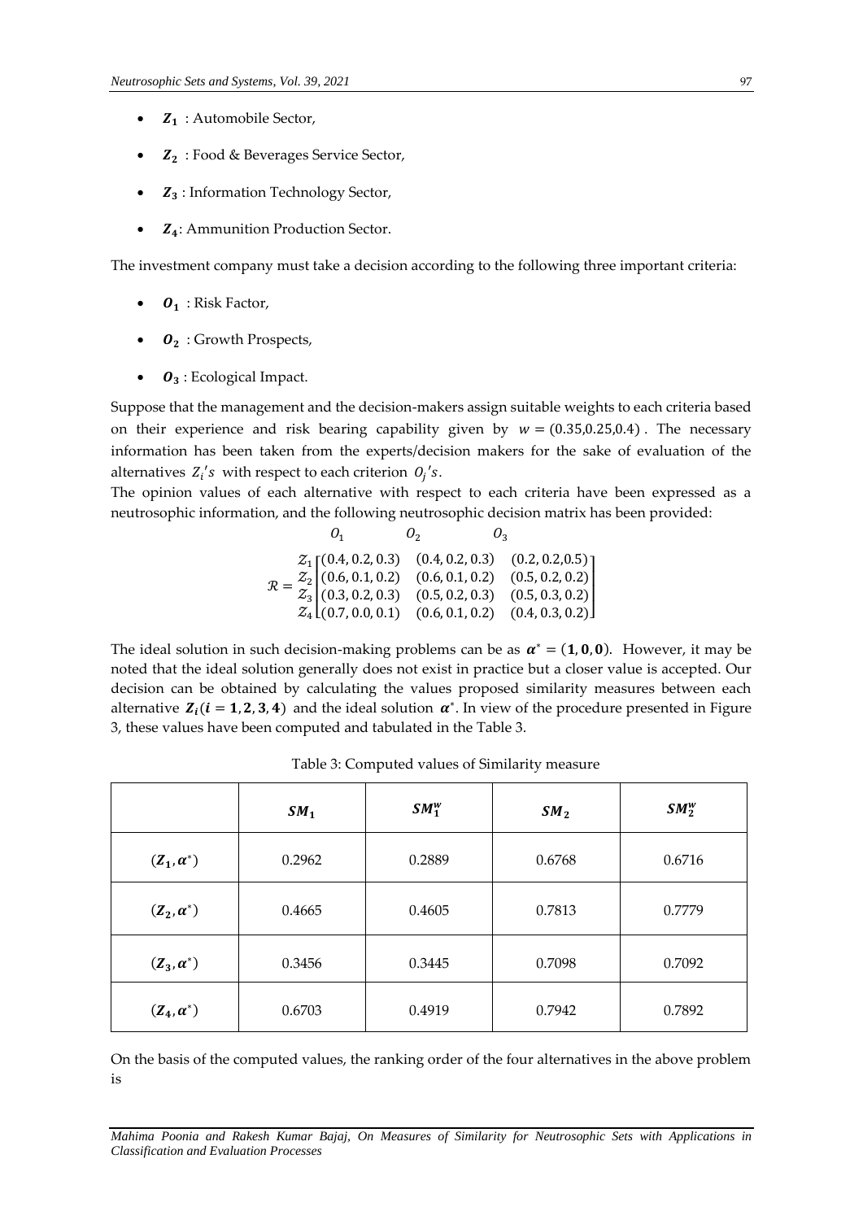- $\boldsymbol{Z_1}$ : Automobile Sector,
- $\boldsymbol{Z_2}$ : Food & Beverages Service Sector,
- $\boldsymbol{Z_3}$ : Information Technology Sector,
- $\boldsymbol{Z_4}$: Ammunition Production Sector.

The investment company must take a decision according to the following three important criteria:

- $\boldsymbol{O_1}$ : Risk Factor,
- $\boldsymbol{O_2}$ : Growth Prospects,
- $\boldsymbol{O_3}$ : Ecological Impact.

Suppose that the management and the decision-makers assign suitable weights to each criteria based on their experience and risk bearing capability given by $w = (0.35, 0.25, 0.4)$. The necessary information has been taken from the experts/decision makers for the sake of evaluation of the alternatives $Z_i's$ with respect to each criterion $O_j's$.

The opinion values of each alternative with respect to each criteria have been expressed as a neutrosophic information, and the following neutrosophic decision matrix has been provided:

$$\mathcal{R} = \begin{array}{c} \\ \mathcal{Z}_1 \\ \mathcal{Z}_2 \\ \mathcal{Z}_3 \\ \mathcal{Z}_4 \end{array} \begin{array}{c} \begin{array}{ccc} O_1 & \quad\quad O_2 & \quad\quad O_3 \end{array} \\ \begin{bmatrix} (0.4, 0.2, 0.3) & (0.4, 0.2, 0.3) & (0.2, 0.2, 0.5) \\ (0.6, 0.1, 0.2) & (0.6, 0.1, 0.2) & (0.5, 0.2, 0.2) \\ (0.3, 0.2, 0.3) & (0.5, 0.2, 0.3) & (0.5, 0.3, 0.2) \\ (0.7, 0.0, 0.1) & (0.6, 0.1, 0.2) & (0.4, 0.3, 0.2) \end{bmatrix} \end{array}$$

The ideal solution in such decision-making problems can be as $\boldsymbol{\alpha^*} = (\mathbf{1}, \mathbf{0}, \mathbf{0})$. However, it may be noted that the ideal solution generally does not exist in practice but a closer value is accepted. Our decision can be obtained by calculating the values proposed similarity measures between each alternative $\boldsymbol{Z_i} (\boldsymbol{i} = \mathbf{1}, \mathbf{2}, \mathbf{3}, \mathbf{4})$ and the ideal solution $\boldsymbol{\alpha^*}$. In view of the procedure presented in Figure 3, these values have been computed and tabulated in the Table 3.

Table 3: Computed values of Similarity measure

| | $SM_1$ | $SM_1^w$ | $SM_2$ | $SM_2^w$ |
|---|---|---|---|---|
| $(Z_1, \alpha^*)$ | 0.2962 | 0.2889 | 0.6768 | 0.6716 |
| $(Z_2, \alpha^*)$ | 0.4665 | 0.4605 | 0.7813 | 0.7779 |
| $(Z_3, \alpha^*)$ | 0.3456 | 0.3445 | 0.7098 | 0.7092 |
| $(Z_4, \alpha^*)$ | 0.6703 | 0.4919 | 0.7942 | 0.7892 |

On the basis of the computed values, the ranking order of the four alternatives in the above problem is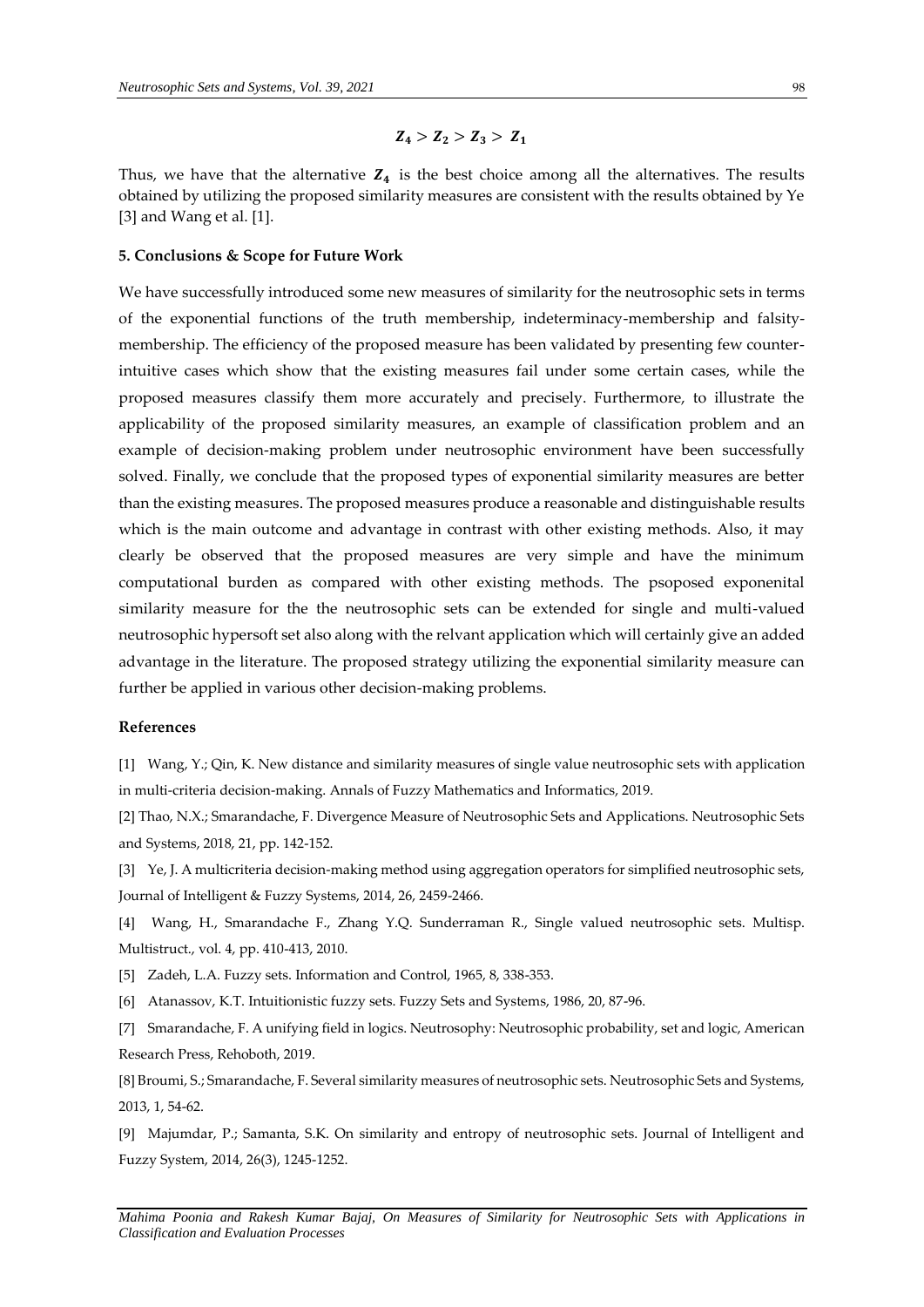$$Z_4 > Z_2 > Z_3 > Z_1$$

Thus, we have that the alternative $Z_4$ is the best choice among all the alternatives. The results obtained by utilizing the proposed similarity measures are consistent with the results obtained by Ye [3] and Wang et al. [1].

**5. Conclusions & Scope for Future Work**

We have successfully introduced some new measures of similarity for the neutrosophic sets in terms of the exponential functions of the truth membership, indeterminacy-membership and falsity-membership. The efficiency of the proposed measure has been validated by presenting few counter-intuitive cases which show that the existing measures fail under some certain cases, while the proposed measures classify them more accurately and precisely. Furthermore, to illustrate the applicability of the proposed similarity measures, an example of classification problem and an example of decision-making problem under neutrosophic environment have been successfully solved. Finally, we conclude that the proposed types of exponential similarity measures are better than the existing measures. The proposed measures produce a reasonable and distinguishable results which is the main outcome and advantage in contrast with other existing methods. Also, it may clearly be observed that the proposed measures are very simple and have the minimum computational burden as compared with other existing methods. The psoposed exponenital similarity measure for the the neutrosophic sets can be extended for single and multi-valued neutrosophic hypersoft set also along with the relvant application which will certainly give an added advantage in the literature. The proposed strategy utilizing the exponential similarity measure can further be applied in various other decision-making problems.

**References**

[1] Wang, Y.; Qin, K. New distance and similarity measures of single value neutrosophic sets with application in multi-criteria decision-making. Annals of Fuzzy Mathematics and Informatics, 2019.

[2] Thao, N.X.; Smarandache, F. Divergence Measure of Neutrosophic Sets and Applications. Neutrosophic Sets and Systems, 2018, 21, pp. 142-152.

[3] Ye, J. A multicriteria decision-making method using aggregation operators for simplified neutrosophic sets, Journal of Intelligent & Fuzzy Systems, 2014, 26, 2459-2466.

[4] Wang, H., Smarandache F., Zhang Y.Q. Sunderraman R., Single valued neutrosophic sets. Multisp. Multistruct., vol. 4, pp. 410-413, 2010.

[5] Zadeh, L.A. Fuzzy sets. Information and Control, 1965, 8, 338-353.

[6] Atanassov, K.T. Intuitionistic fuzzy sets. Fuzzy Sets and Systems, 1986, 20, 87-96.

[7] Smarandache, F. A unifying field in logics. Neutrosophy: Neutrosophic probability, set and logic, American Research Press, Rehoboth, 2019.

[8] Broumi, S.; Smarandache, F. Several similarity measures of neutrosophic sets. Neutrosophic Sets and Systems, 2013, 1, 54-62.

[9] Majumdar, P.; Samanta, S.K. On similarity and entropy of neutrosophic sets. Journal of Intelligent and Fuzzy System, 2014, 26(3), 1245-1252.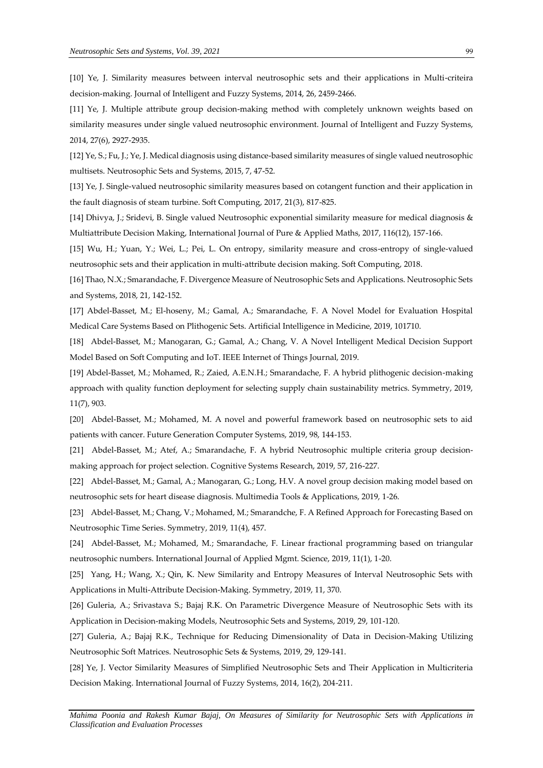[10] Ye, J. Similarity measures between interval neutrosophic sets and their applications in Multi-criteira decision-making. Journal of Intelligent and Fuzzy Systems, 2014, 26, 2459-2466.

[11] Ye, J. Multiple attribute group decision-making method with completely unknown weights based on similarity measures under single valued neutrosophic environment. Journal of Intelligent and Fuzzy Systems, 2014, 27(6), 2927-2935.

[12] Ye, S.; Fu, J.; Ye, J. Medical diagnosis using distance-based similarity measures of single valued neutrosophic multisets. Neutrosophic Sets and Systems, 2015, 7, 47-52.

[13] Ye, J. Single-valued neutrosophic similarity measures based on cotangent function and their application in the fault diagnosis of steam turbine. Soft Computing, 2017, 21(3), 817-825.

[14] Dhivya, J.; Sridevi, B. Single valued Neutrosophic exponential similarity measure for medical diagnosis & Multiattribute Decision Making, International Journal of Pure & Applied Maths, 2017, 116(12), 157-166.

[15] Wu, H.; Yuan, Y.; Wei, L.; Pei, L. On entropy, similarity measure and cross-entropy of single-valued neutrosophic sets and their application in multi-attribute decision making. Soft Computing, 2018.

[16] Thao, N.X.; Smarandache, F. Divergence Measure of Neutrosophic Sets and Applications. Neutrosophic Sets and Systems, 2018, 21, 142-152.

[17] Abdel-Basset, M.; El-hoseny, M.; Gamal, A.; Smarandache, F. A Novel Model for Evaluation Hospital Medical Care Systems Based on Plithogenic Sets. Artificial Intelligence in Medicine, 2019, 101710.

[18] Abdel-Basset, M.; Manogaran, G.; Gamal, A.; Chang, V. A Novel Intelligent Medical Decision Support Model Based on Soft Computing and IoT. IEEE Internet of Things Journal, 2019.

[19] Abdel-Basset, M.; Mohamed, R.; Zaied, A.E.N.H.; Smarandache, F. A hybrid plithogenic decision-making approach with quality function deployment for selecting supply chain sustainability metrics. Symmetry, 2019, 11(7), 903.

[20] Abdel-Basset, M.; Mohamed, M. A novel and powerful framework based on neutrosophic sets to aid patients with cancer. Future Generation Computer Systems, 2019, 98, 144-153.

[21] Abdel-Basset, M.; Atef, A.; Smarandache, F. A hybrid Neutrosophic multiple criteria group decision-making approach for project selection. Cognitive Systems Research, 2019, 57, 216-227.

[22] Abdel-Basset, M.; Gamal, A.; Manogaran, G.; Long, H.V. A novel group decision making model based on neutrosophic sets for heart disease diagnosis. Multimedia Tools & Applications, 2019, 1-26.

[23] Abdel-Basset, M.; Chang, V.; Mohamed, M.; Smarandche, F. A Refined Approach for Forecasting Based on Neutrosophic Time Series. Symmetry, 2019, 11(4), 457.

[24] Abdel-Basset, M.; Mohamed, M.; Smarandache, F. Linear fractional programming based on triangular neutrosophic numbers. International Journal of Applied Mgmt. Science, 2019, 11(1), 1-20.

[25] Yang, H.; Wang, X.; Qin, K. New Similarity and Entropy Measures of Interval Neutrosophic Sets with Applications in Multi-Attribute Decision-Making. Symmetry, 2019, 11, 370.

[26] Guleria, A.; Srivastava S.; Bajaj R.K. On Parametric Divergence Measure of Neutrosophic Sets with its Application in Decision-making Models, Neutrosophic Sets and Systems, 2019, 29, 101-120.

[27] Guleria, A.; Bajaj R.K., Technique for Reducing Dimensionality of Data in Decision-Making Utilizing Neutrosophic Soft Matrices. Neutrosophic Sets & Systems, 2019, 29, 129-141.

[28] Ye, J. Vector Similarity Measures of Simplified Neutrosophic Sets and Their Application in Multicriteria Decision Making. International Journal of Fuzzy Systems, 2014, 16(2), 204-211.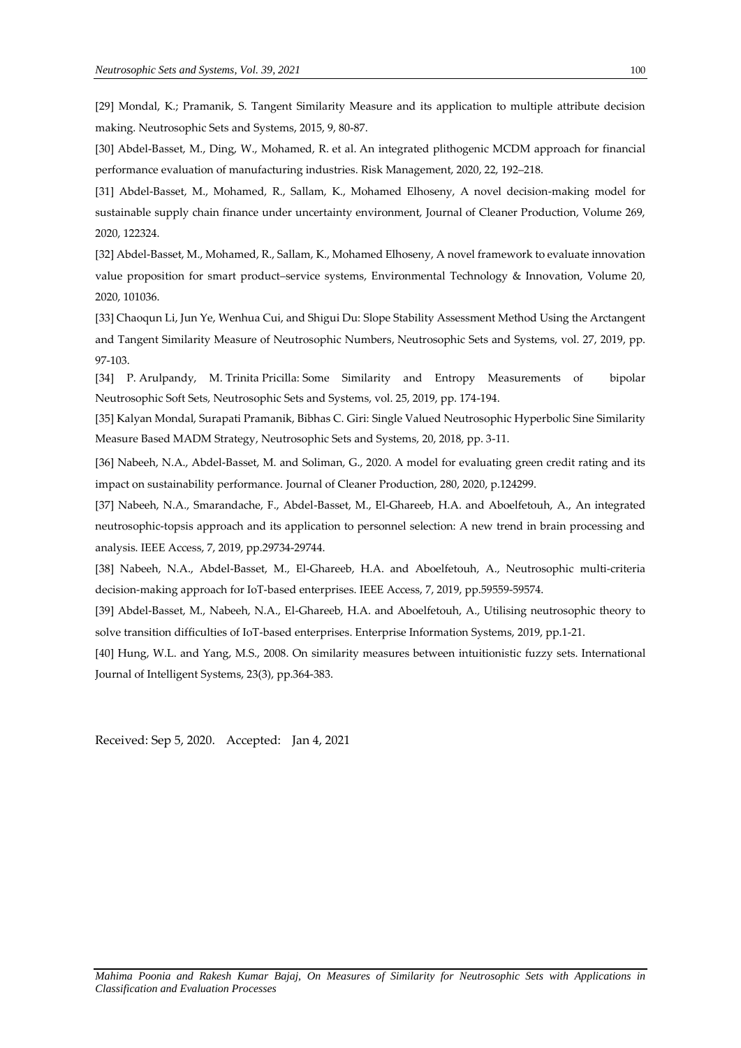[29] Mondal, K.; Pramanik, S. Tangent Similarity Measure and its application to multiple attribute decision making. Neutrosophic Sets and Systems, 2015, 9, 80-87.

[30] Abdel-Basset, M., Ding, W., Mohamed, R. et al. An integrated plithogenic MCDM approach for financial performance evaluation of manufacturing industries. Risk Management, 2020, 22, 192–218.

[31] Abdel-Basset, M., Mohamed, R., Sallam, K., Mohamed Elhoseny, A novel decision-making model for sustainable supply chain finance under uncertainty environment, Journal of Cleaner Production, Volume 269, 2020, 122324.

[32] Abdel-Basset, M., Mohamed, R., Sallam, K., Mohamed Elhoseny, A novel framework to evaluate innovation value proposition for smart product–service systems, Environmental Technology & Innovation, Volume 20, 2020, 101036.

[33] Chaoqun Li, Jun Ye, Wenhua Cui, and Shigui Du: Slope Stability Assessment Method Using the Arctangent and Tangent Similarity Measure of Neutrosophic Numbers, Neutrosophic Sets and Systems, vol. 27, 2019, pp. 97-103.

[34] P. Arulpandy, M. Trinita Pricilla: Some Similarity and Entropy Measurements of bipolar Neutrosophic Soft Sets, Neutrosophic Sets and Systems, vol. 25, 2019, pp. 174-194.

[35] Kalyan Mondal, Surapati Pramanik, Bibhas C. Giri: Single Valued Neutrosophic Hyperbolic Sine Similarity Measure Based MADM Strategy, Neutrosophic Sets and Systems, 20, 2018, pp. 3-11.

[36] Nabeeh, N.A., Abdel-Basset, M. and Soliman, G., 2020. A model for evaluating green credit rating and its impact on sustainability performance. Journal of Cleaner Production, 280, 2020, p.124299.

[37] Nabeeh, N.A., Smarandache, F., Abdel-Basset, M., El-Ghareeb, H.A. and Aboelfetouh, A., An integrated neutrosophic-topsis approach and its application to personnel selection: A new trend in brain processing and analysis. IEEE Access, 7, 2019, pp.29734-29744.

[38] Nabeeh, N.A., Abdel-Basset, M., El-Ghareeb, H.A. and Aboelfetouh, A., Neutrosophic multi-criteria decision-making approach for IoT-based enterprises. IEEE Access, 7, 2019, pp.59559-59574.

[39] Abdel-Basset, M., Nabeeh, N.A., El-Ghareeb, H.A. and Aboelfetouh, A., Utilising neutrosophic theory to solve transition difficulties of IoT-based enterprises. Enterprise Information Systems, 2019, pp.1-21.

[40] Hung, W.L. and Yang, M.S., 2008. On similarity measures between intuitionistic fuzzy sets. International Journal of Intelligent Systems, 23(3), pp.364-383.

Received: Sep 5, 2020. Accepted: Jan 4, 2021